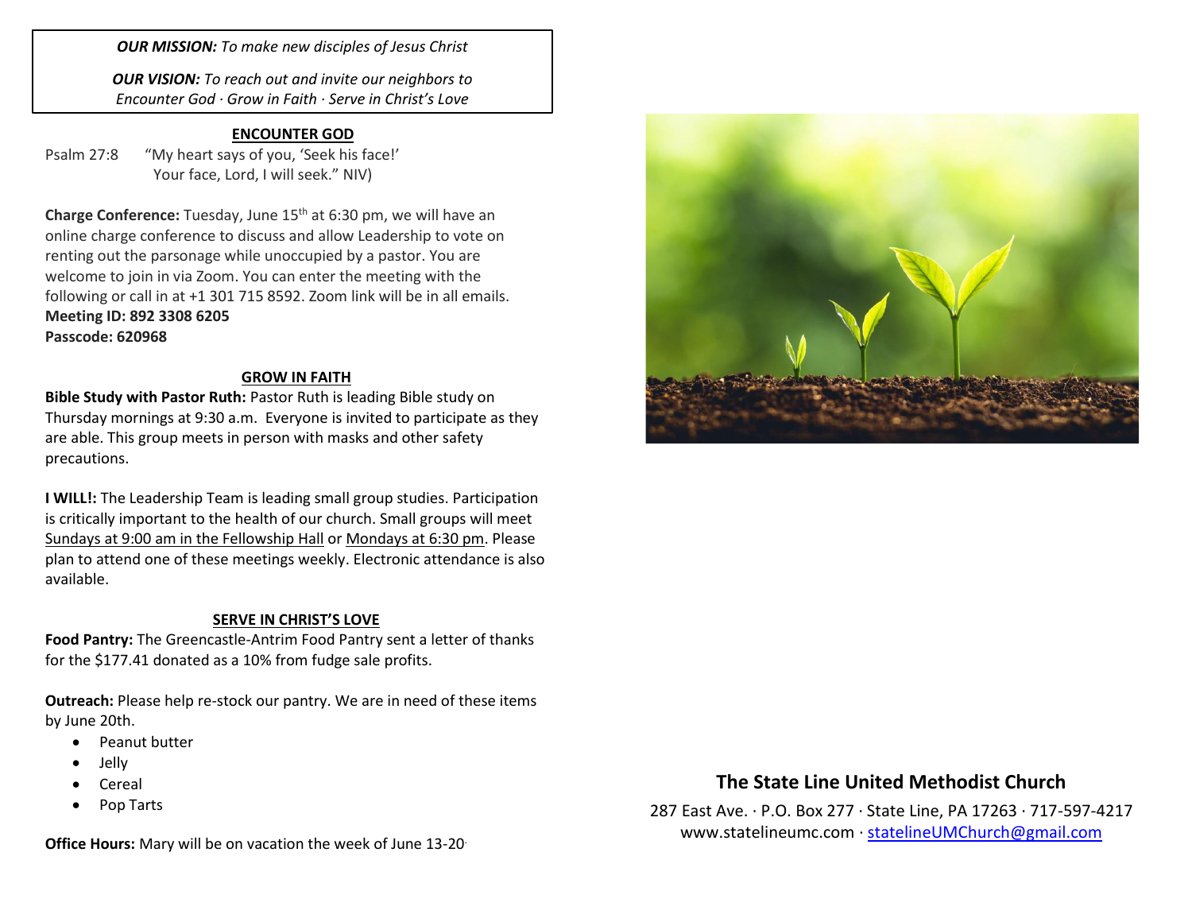***OUR MISSION:*** *To make new disciples of Jesus Christ*

***OUR VISION:*** *To reach out and invite our neighbors to Encounter God · Grow in Faith · Serve in Christ's Love*

## ENCOUNTER GOD

Psalm 27:8 "My heart says of you, 'Seek his face!' Your face, Lord, I will seek." NIV)

**Charge Conference:** Tuesday, June 15th at 6:30 pm, we will have an online charge conference to discuss and allow Leadership to vote on renting out the parsonage while unoccupied by a pastor. You are welcome to join in via Zoom. You can enter the meeting with the following or call in at +1 301 715 8592. Zoom link will be in all emails.
**Meeting ID: 892 3308 6205**
**Passcode: 620968**

## GROW IN FAITH

**Bible Study with Pastor Ruth:** Pastor Ruth is leading Bible study on Thursday mornings at 9:30 a.m. Everyone is invited to participate as they are able. This group meets in person with masks and other safety precautions.

**I WILL!:** The Leadership Team is leading small group studies. Participation is critically important to the health of our church. Small groups will meet Sundays at 9:00 am in the Fellowship Hall or Mondays at 6:30 pm. Please plan to attend one of these meetings weekly. Electronic attendance is also available.

## SERVE IN CHRIST'S LOVE

**Food Pantry:** The Greencastle-Antrim Food Pantry sent a letter of thanks for the $177.41 donated as a 10% from fudge sale profits.

**Outreach:** Please help re-stock our pantry. We are in need of these items by June 20th.

- Peanut butter
- Jelly
- Cereal
- Pop Tarts

**Office Hours:** Mary will be on vacation the week of June 13-20.

**The State Line United Methodist Church**

287 East Ave. · P.O. Box 277 · State Line, PA 17263 · 717-597-4217
www.statelineumc.com · statelineUMChurch@gmail.com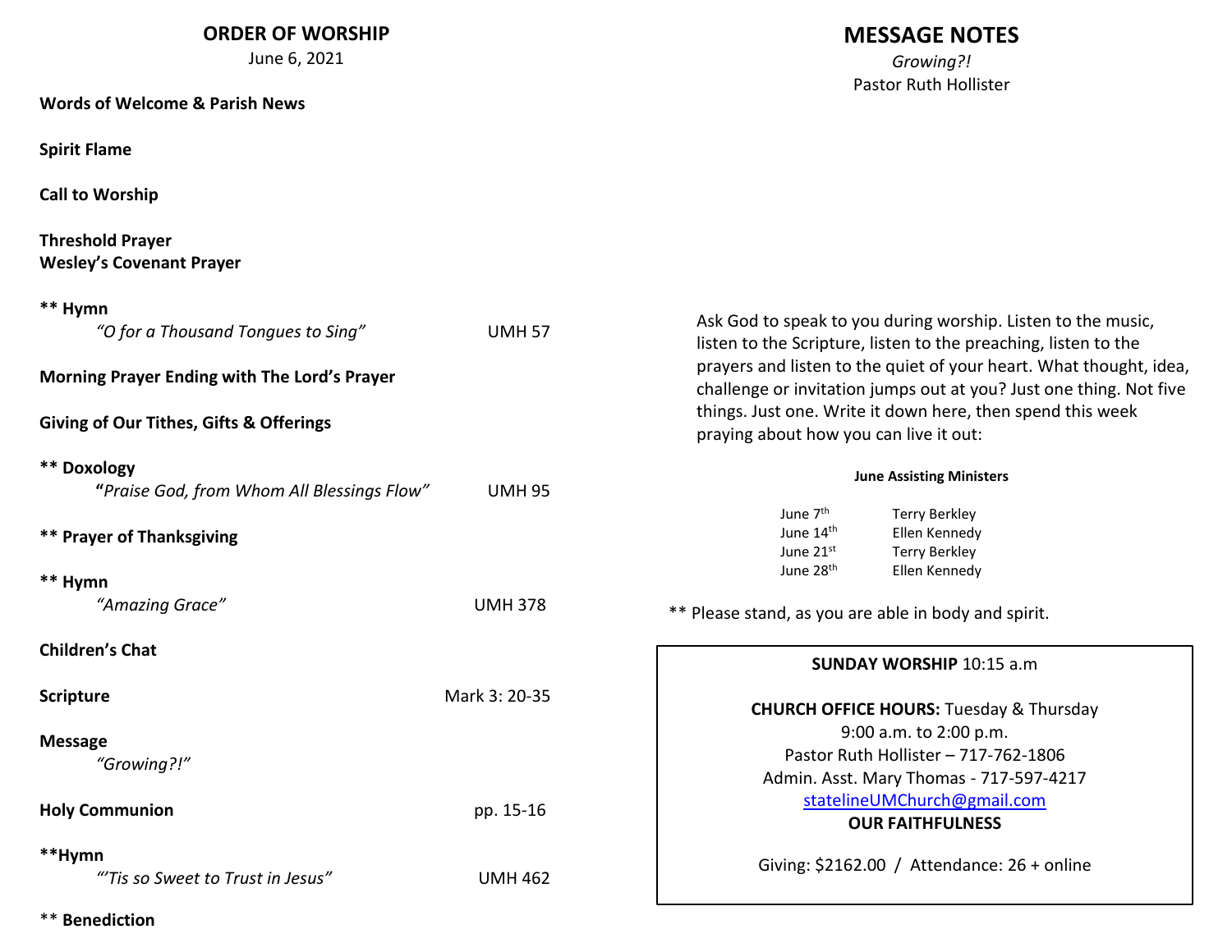## ORDER OF WORSHIP

June 6, 2021

**Words of Welcome & Parish News**

**Spirit Flame**

**Call to Worship**

**Threshold Prayer**
**Wesley's Covenant Prayer**

**\*\* Hymn**
*"O for a Thousand Tongues to Sing"* UMH 57

**Morning Prayer Ending with The Lord's Prayer**

**Giving of Our Tithes, Gifts & Offerings**

**\*\* Doxology**
**"***Praise God, from Whom All Blessings Flow"* UMH 95

**\*\* Prayer of Thanksgiving**

**\*\* Hymn**
*"Amazing Grace"* UMH 378

**Children's Chat**

**Scripture** Mark 3: 20-35

**Message**
*"Growing?!"*

**Holy Communion** pp. 15-16

**\*\*Hymn**
*"'Tis so Sweet to Trust in Jesus"* UMH 462

\*\* **Benediction**

## MESSAGE NOTES

*Growing?!*
Pastor Ruth Hollister

Ask God to speak to you during worship. Listen to the music, listen to the Scripture, listen to the preaching, listen to the prayers and listen to the quiet of your heart. What thought, idea, challenge or invitation jumps out at you? Just one thing. Not five things. Just one. Write it down here, then spend this week praying about how you can live it out:

**June Assisting Ministers**

| | |
|---|---|
| June 7th | Terry Berkley |
| June 14th | Ellen Kennedy |
| June 21st | Terry Berkley |
| June 28th | Ellen Kennedy |

\*\* Please stand, as you are able in body and spirit.

**SUNDAY WORSHIP** 10:15 a.m

**CHURCH OFFICE HOURS:** Tuesday & Thursday
9:00 a.m. to 2:00 p.m.
Pastor Ruth Hollister – 717-762-1806
Admin. Asst. Mary Thomas - 717-597-4217
statelineUMChurch@gmail.com

**OUR FAITHFULNESS**

Giving: $2162.00 / Attendance: 26 + online